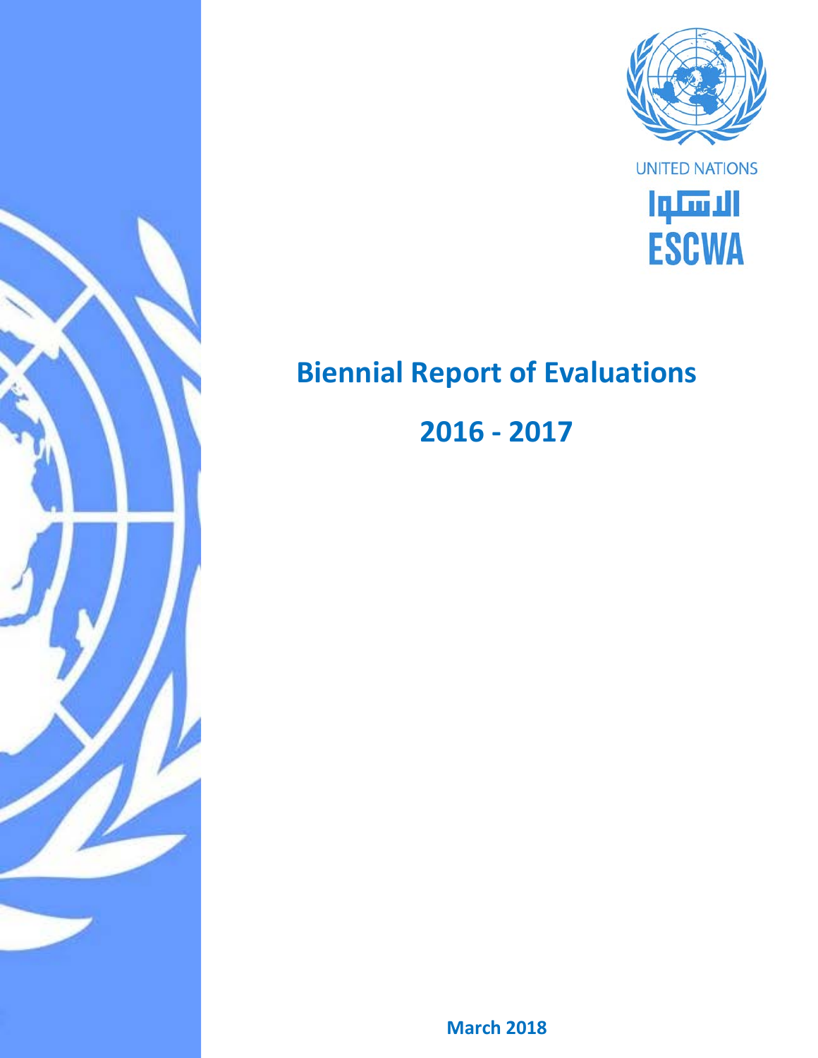UNITED NATIONS

الاسكوا

ESCWA

# Biennial Report of Evaluations

# 2016 - 2017

**March 2018**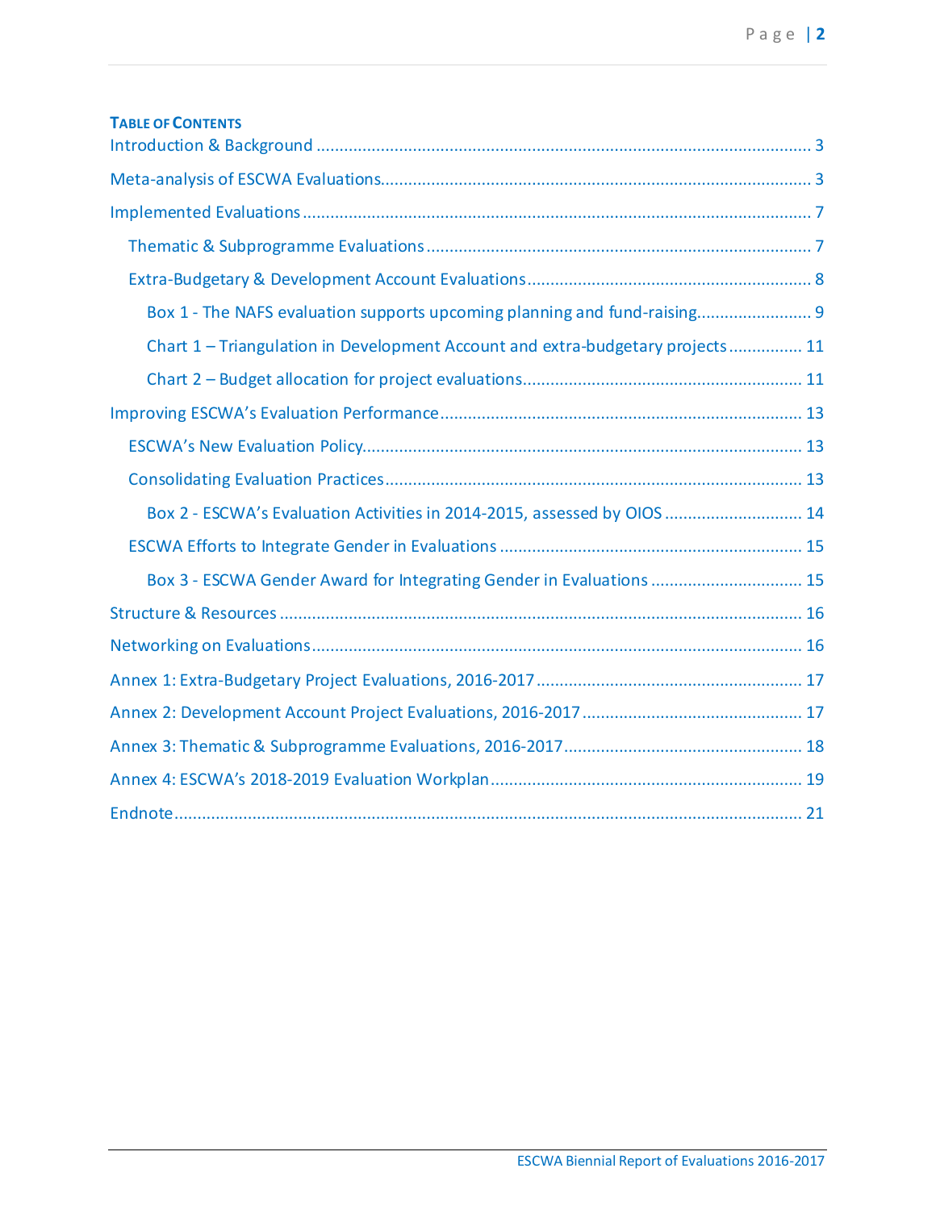**TABLE OF CONTENTS**

Introduction & Background ........................................................................................................ 3

Meta-analysis of ESCWA Evaluations.......................................................................................... 3

Implemented Evaluations ........................................................................................................... 7

- Thematic & Subprogramme Evaluations .................................................................................. 7
- Extra-Budgetary & Development Account Evaluations ............................................................ 8
  - Box 1 - The NAFS evaluation supports upcoming planning and fund-raising........................ 9
  - Chart 1 – Triangulation in Development Account and extra-budgetary projects ................ 11
  - Chart 2 – Budget allocation for project evaluations........................................................... 11

Improving ESCWA's Evaluation Performance ............................................................................ 13

- ESCWA's New Evaluation Policy............................................................................................. 13
- Consolidating Evaluation Practices......................................................................................... 13
  - Box 2 - ESCWA's Evaluation Activities in 2014-2015, assessed by OIOS ............................. 14
- ESCWA Efforts to Integrate Gender in Evaluations ................................................................ 15
  - Box 3 - ESCWA Gender Award for Integrating Gender in Evaluations ................................ 15

Structure & Resources ............................................................................................................... 16

Networking on Evaluations ........................................................................................................ 16

Annex 1: Extra-Budgetary Project Evaluations, 2016-2017 ......................................................... 17

Annex 2: Development Account Project Evaluations, 2016-2017 ............................................... 17

Annex 3: Thematic & Subprogramme Evaluations, 2016-2017 ................................................... 18

Annex 4: ESCWA's 2018-2019 Evaluation Workplan .................................................................. 19

Endnote ...................................................................................................................................... 21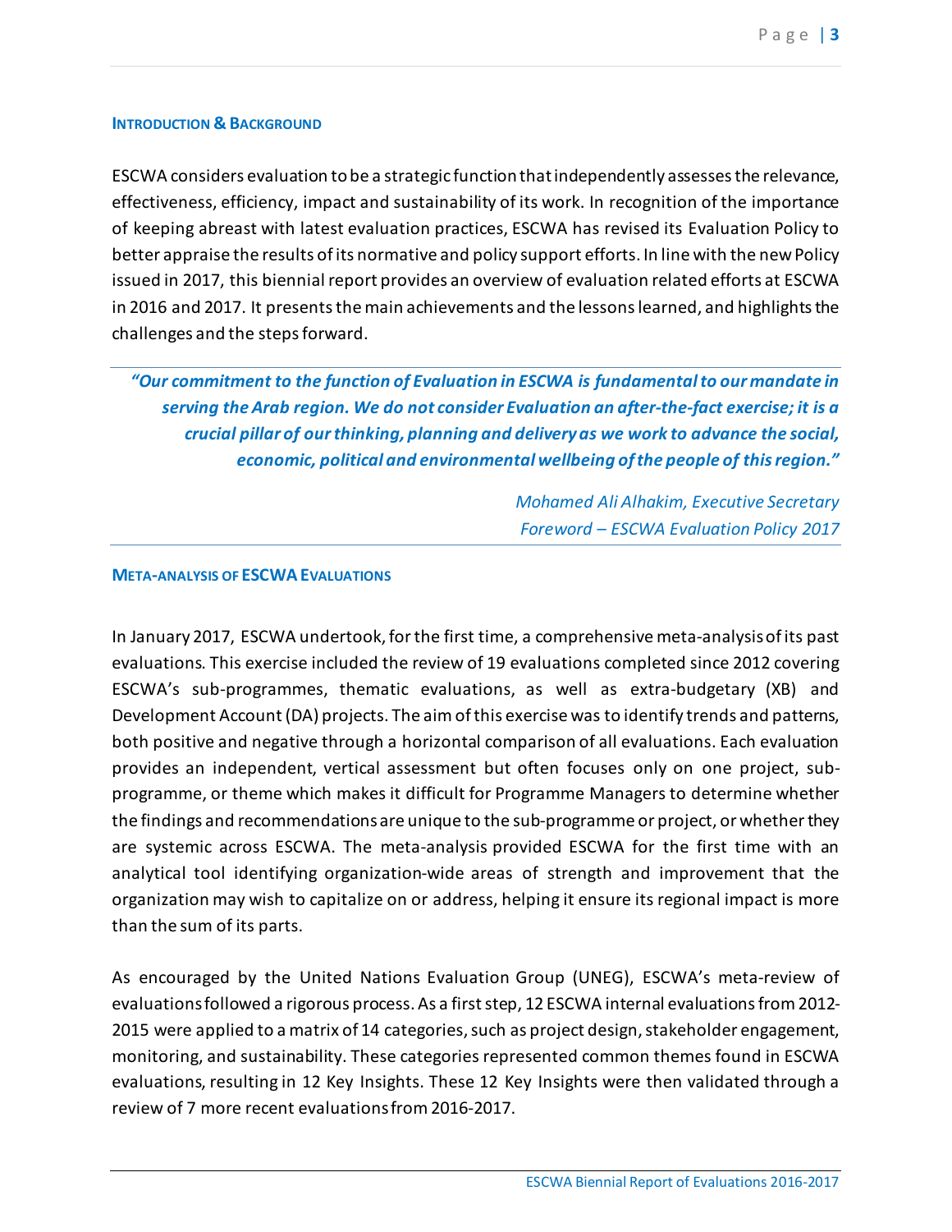## INTRODUCTION & BACKGROUND

ESCWA considers evaluation to be a strategic function that independently assesses the relevance, effectiveness, efficiency, impact and sustainability of its work. In recognition of the importance of keeping abreast with latest evaluation practices, ESCWA has revised its Evaluation Policy to better appraise the results of its normative and policy support efforts. In line with the new Policy issued in 2017, this biennial report provides an overview of evaluation related efforts at ESCWA in 2016 and 2017. It presents the main achievements and the lessons learned, and highlights the challenges and the steps forward.

> ***"Our commitment to the function of Evaluation in ESCWA is fundamental to our mandate in serving the Arab region. We do not consider Evaluation an after-the-fact exercise; it is a crucial pillar of our thinking, planning and delivery as we work to advance the social, economic, political and environmental wellbeing of the people of this region."***
>
> *Mohamed Ali Alhakim, Executive Secretary*
> *Foreword – ESCWA Evaluation Policy 2017*

## META-ANALYSIS OF ESCWA EVALUATIONS

In January 2017, ESCWA undertook, for the first time, a comprehensive meta-analysis of its past evaluations. This exercise included the review of 19 evaluations completed since 2012 covering ESCWA's sub-programmes, thematic evaluations, as well as extra-budgetary (XB) and Development Account (DA) projects. The aim of this exercise was to identify trends and patterns, both positive and negative through a horizontal comparison of all evaluations. Each evaluation provides an independent, vertical assessment but often focuses only on one project, sub-programme, or theme which makes it difficult for Programme Managers to determine whether the findings and recommendations are unique to the sub-programme or project, or whether they are systemic across ESCWA. The meta-analysis provided ESCWA for the first time with an analytical tool identifying organization-wide areas of strength and improvement that the organization may wish to capitalize on or address, helping it ensure its regional impact is more than the sum of its parts.

As encouraged by the United Nations Evaluation Group (UNEG), ESCWA's meta-review of evaluations followed a rigorous process. As a first step, 12 ESCWA internal evaluations from 2012-2015 were applied to a matrix of 14 categories, such as project design, stakeholder engagement, monitoring, and sustainability. These categories represented common themes found in ESCWA evaluations, resulting in 12 Key Insights. These 12 Key Insights were then validated through a review of 7 more recent evaluations from 2016-2017.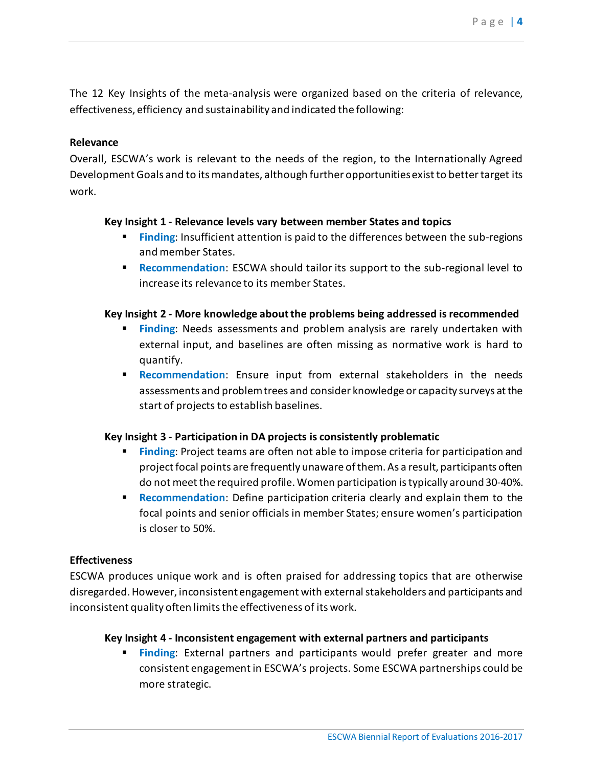The 12 Key Insights of the meta-analysis were organized based on the criteria of relevance, effectiveness, efficiency and sustainability and indicated the following:

**Relevance**

Overall, ESCWA's work is relevant to the needs of the region, to the Internationally Agreed Development Goals and to its mandates, although further opportunities exist to better target its work.

**Key Insight 1 - Relevance levels vary between member States and topics**

- **Finding**: Insufficient attention is paid to the differences between the sub-regions and member States.
- **Recommendation**: ESCWA should tailor its support to the sub-regional level to increase its relevance to its member States.

**Key Insight 2 - More knowledge about the problems being addressed is recommended**

- **Finding**: Needs assessments and problem analysis are rarely undertaken with external input, and baselines are often missing as normative work is hard to quantify.
- **Recommendation**: Ensure input from external stakeholders in the needs assessments and problem trees and consider knowledge or capacity surveys at the start of projects to establish baselines.

**Key Insight 3 - Participation in DA projects is consistently problematic**

- **Finding**: Project teams are often not able to impose criteria for participation and project focal points are frequently unaware of them. As a result, participants often do not meet the required profile. Women participation is typically around 30-40%.
- **Recommendation**: Define participation criteria clearly and explain them to the focal points and senior officials in member States; ensure women's participation is closer to 50%.

**Effectiveness**

ESCWA produces unique work and is often praised for addressing topics that are otherwise disregarded. However, inconsistent engagement with external stakeholders and participants and inconsistent quality often limits the effectiveness of its work.

**Key Insight 4 - Inconsistent engagement with external partners and participants**

- **Finding**: External partners and participants would prefer greater and more consistent engagement in ESCWA's projects. Some ESCWA partnerships could be more strategic.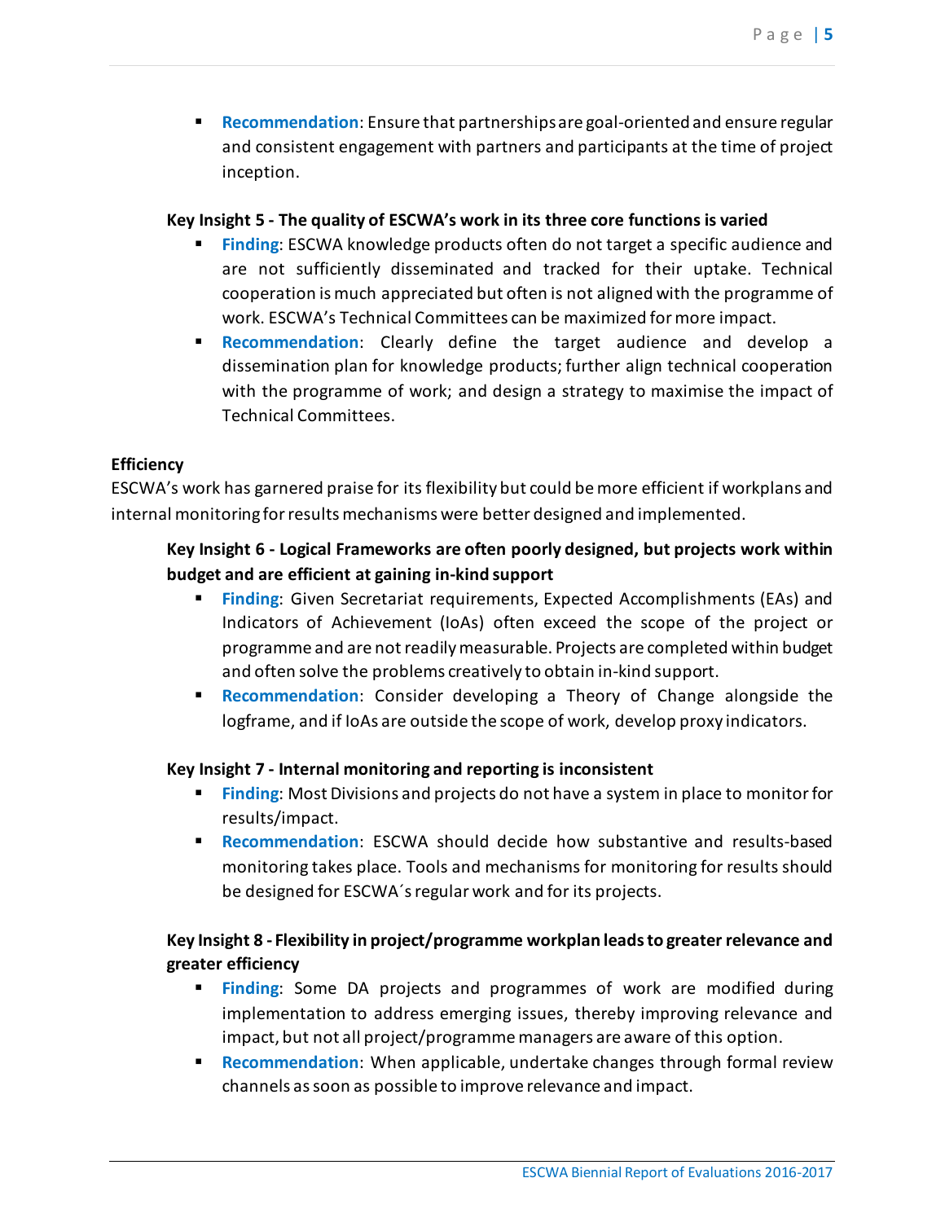- **Recommendation**: Ensure that partnerships are goal-oriented and ensure regular and consistent engagement with partners and participants at the time of project inception.

**Key Insight 5 - The quality of ESCWA's work in its three core functions is varied**

- **Finding**: ESCWA knowledge products often do not target a specific audience and are not sufficiently disseminated and tracked for their uptake. Technical cooperation is much appreciated but often is not aligned with the programme of work. ESCWA's Technical Committees can be maximized for more impact.
- **Recommendation**: Clearly define the target audience and develop a dissemination plan for knowledge products; further align technical cooperation with the programme of work; and design a strategy to maximise the impact of Technical Committees.

**Efficiency**

ESCWA's work has garnered praise for its flexibility but could be more efficient if workplans and internal monitoring for results mechanisms were better designed and implemented.

**Key Insight 6 - Logical Frameworks are often poorly designed, but projects work within budget and are efficient at gaining in-kind support**

- **Finding**: Given Secretariat requirements, Expected Accomplishments (EAs) and Indicators of Achievement (IoAs) often exceed the scope of the project or programme and are not readily measurable. Projects are completed within budget and often solve the problems creatively to obtain in-kind support.
- **Recommendation**: Consider developing a Theory of Change alongside the logframe, and if IoAs are outside the scope of work, develop proxy indicators.

**Key Insight 7 - Internal monitoring and reporting is inconsistent**

- **Finding**: Most Divisions and projects do not have a system in place to monitor for results/impact.
- **Recommendation**: ESCWA should decide how substantive and results-based monitoring takes place. Tools and mechanisms for monitoring for results should be designed for ESCWA´s regular work and for its projects.

**Key Insight 8 - Flexibility in project/programme workplan leads to greater relevance and greater efficiency**

- **Finding**: Some DA projects and programmes of work are modified during implementation to address emerging issues, thereby improving relevance and impact, but not all project/programme managers are aware of this option.
- **Recommendation**: When applicable, undertake changes through formal review channels as soon as possible to improve relevance and impact.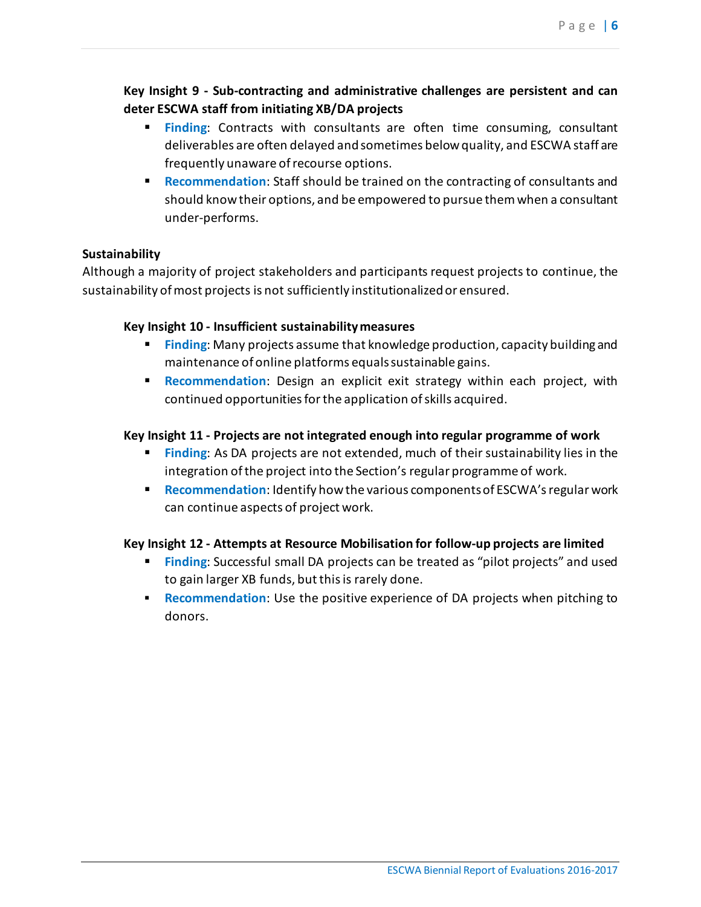**Key Insight 9 - Sub-contracting and administrative challenges are persistent and can deter ESCWA staff from initiating XB/DA projects**

- **Finding**: Contracts with consultants are often time consuming, consultant deliverables are often delayed and sometimes below quality, and ESCWA staff are frequently unaware of recourse options.
- **Recommendation**: Staff should be trained on the contracting of consultants and should know their options, and be empowered to pursue them when a consultant under-performs.

**Sustainability**

Although a majority of project stakeholders and participants request projects to continue, the sustainability of most projects is not sufficiently institutionalized or ensured.

**Key Insight 10 - Insufficient sustainability measures**

- **Finding**: Many projects assume that knowledge production, capacity building and maintenance of online platforms equals sustainable gains.
- **Recommendation**: Design an explicit exit strategy within each project, with continued opportunities for the application of skills acquired.

**Key Insight 11 - Projects are not integrated enough into regular programme of work**

- **Finding**: As DA projects are not extended, much of their sustainability lies in the integration of the project into the Section's regular programme of work.
- **Recommendation**: Identify how the various components of ESCWA's regular work can continue aspects of project work.

**Key Insight 12 - Attempts at Resource Mobilisation for follow-up projects are limited**

- **Finding**: Successful small DA projects can be treated as "pilot projects" and used to gain larger XB funds, but this is rarely done.
- **Recommendation**: Use the positive experience of DA projects when pitching to donors.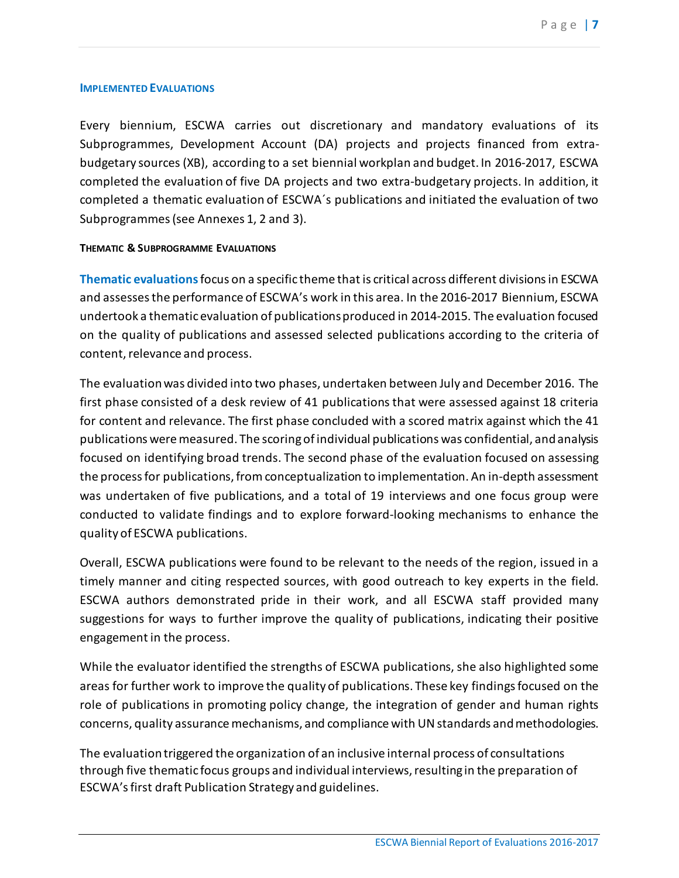## Implemented Evaluations

Every biennium, ESCWA carries out discretionary and mandatory evaluations of its Subprogrammes, Development Account (DA) projects and projects financed from extra-budgetary sources (XB), according to a set biennial workplan and budget. In 2016-2017, ESCWA completed the evaluation of five DA projects and two extra-budgetary projects. In addition, it completed a thematic evaluation of ESCWA´s publications and initiated the evaluation of two Subprogrammes (see Annexes 1, 2 and 3).

### Thematic & Subprogramme Evaluations

**Thematic evaluations** focus on a specific theme that is critical across different divisions in ESCWA and assesses the performance of ESCWA's work in this area. In the 2016-2017 Biennium, ESCWA undertook a thematic evaluation of publications produced in 2014-2015. The evaluation focused on the quality of publications and assessed selected publications according to the criteria of content, relevance and process.

The evaluation was divided into two phases, undertaken between July and December 2016. The first phase consisted of a desk review of 41 publications that were assessed against 18 criteria for content and relevance. The first phase concluded with a scored matrix against which the 41 publications were measured. The scoring of individual publications was confidential, and analysis focused on identifying broad trends. The second phase of the evaluation focused on assessing the process for publications, from conceptualization to implementation. An in-depth assessment was undertaken of five publications, and a total of 19 interviews and one focus group were conducted to validate findings and to explore forward-looking mechanisms to enhance the quality of ESCWA publications.

Overall, ESCWA publications were found to be relevant to the needs of the region, issued in a timely manner and citing respected sources, with good outreach to key experts in the field. ESCWA authors demonstrated pride in their work, and all ESCWA staff provided many suggestions for ways to further improve the quality of publications, indicating their positive engagement in the process.

While the evaluator identified the strengths of ESCWA publications, she also highlighted some areas for further work to improve the quality of publications. These key findings focused on the role of publications in promoting policy change, the integration of gender and human rights concerns, quality assurance mechanisms, and compliance with UN standards and methodologies.

The evaluation triggered the organization of an inclusive internal process of consultations through five thematic focus groups and individual interviews, resulting in the preparation of ESCWA's first draft Publication Strategy and guidelines.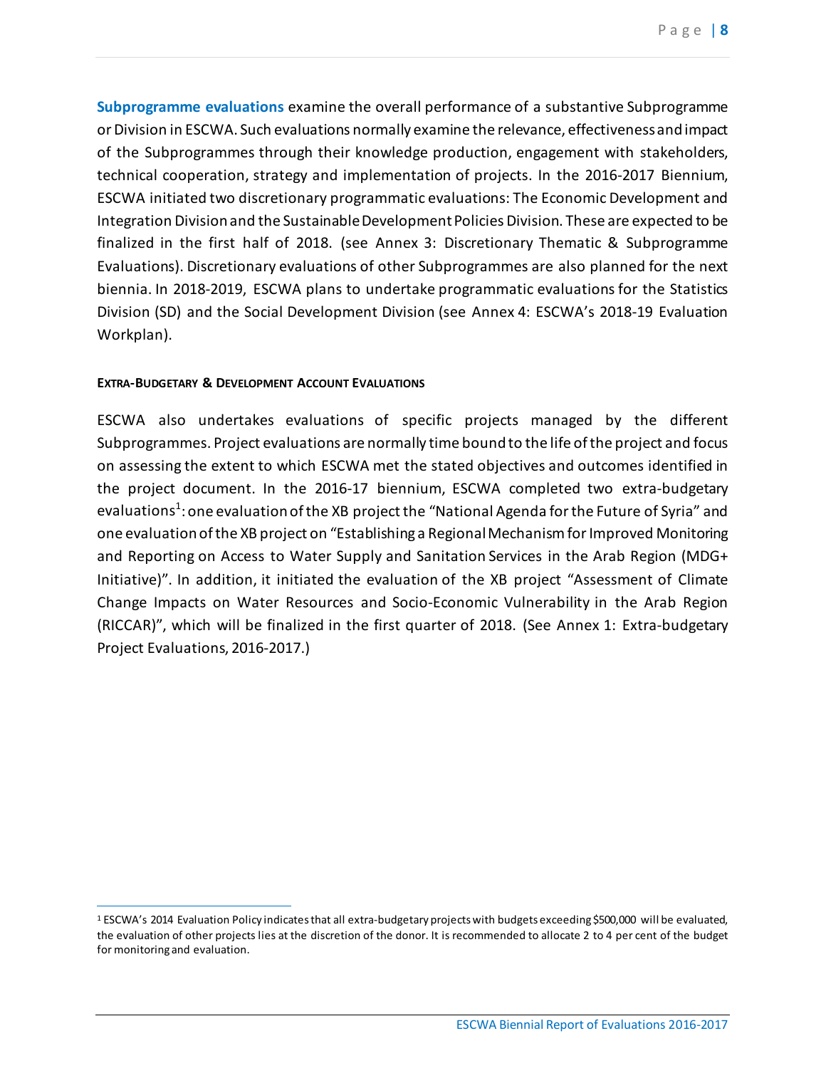**Subprogramme evaluations** examine the overall performance of a substantive Subprogramme or Division in ESCWA. Such evaluations normally examine the relevance, effectiveness and impact of the Subprogrammes through their knowledge production, engagement with stakeholders, technical cooperation, strategy and implementation of projects. In the 2016-2017 Biennium, ESCWA initiated two discretionary programmatic evaluations: The Economic Development and Integration Division and the Sustainable Development Policies Division. These are expected to be finalized in the first half of 2018. (see Annex 3: Discretionary Thematic & Subprogramme Evaluations). Discretionary evaluations of other Subprogrammes are also planned for the next biennia. In 2018-2019, ESCWA plans to undertake programmatic evaluations for the Statistics Division (SD) and the Social Development Division (see Annex 4: ESCWA's 2018-19 Evaluation Workplan).

#### EXTRA-BUDGETARY & DEVELOPMENT ACCOUNT EVALUATIONS

ESCWA also undertakes evaluations of specific projects managed by the different Subprogrammes. Project evaluations are normally time bound to the life of the project and focus on assessing the extent to which ESCWA met the stated objectives and outcomes identified in the project document. In the 2016-17 biennium, ESCWA completed two extra-budgetary evaluations[1]: one evaluation of the XB project the "National Agenda for the Future of Syria" and one evaluation of the XB project on "Establishing a Regional Mechanism for Improved Monitoring and Reporting on Access to Water Supply and Sanitation Services in the Arab Region (MDG+ Initiative)". In addition, it initiated the evaluation of the XB project "Assessment of Climate Change Impacts on Water Resources and Socio-Economic Vulnerability in the Arab Region (RICCAR)", which will be finalized in the first quarter of 2018. (See Annex 1: Extra-budgetary Project Evaluations, 2016-2017.)

---

[1] ESCWA's 2014 Evaluation Policy indicates that all extra-budgetary projects with budgets exceeding $500,000 will be evaluated, the evaluation of other projects lies at the discretion of the donor. It is recommended to allocate 2 to 4 per cent of the budget for monitoring and evaluation.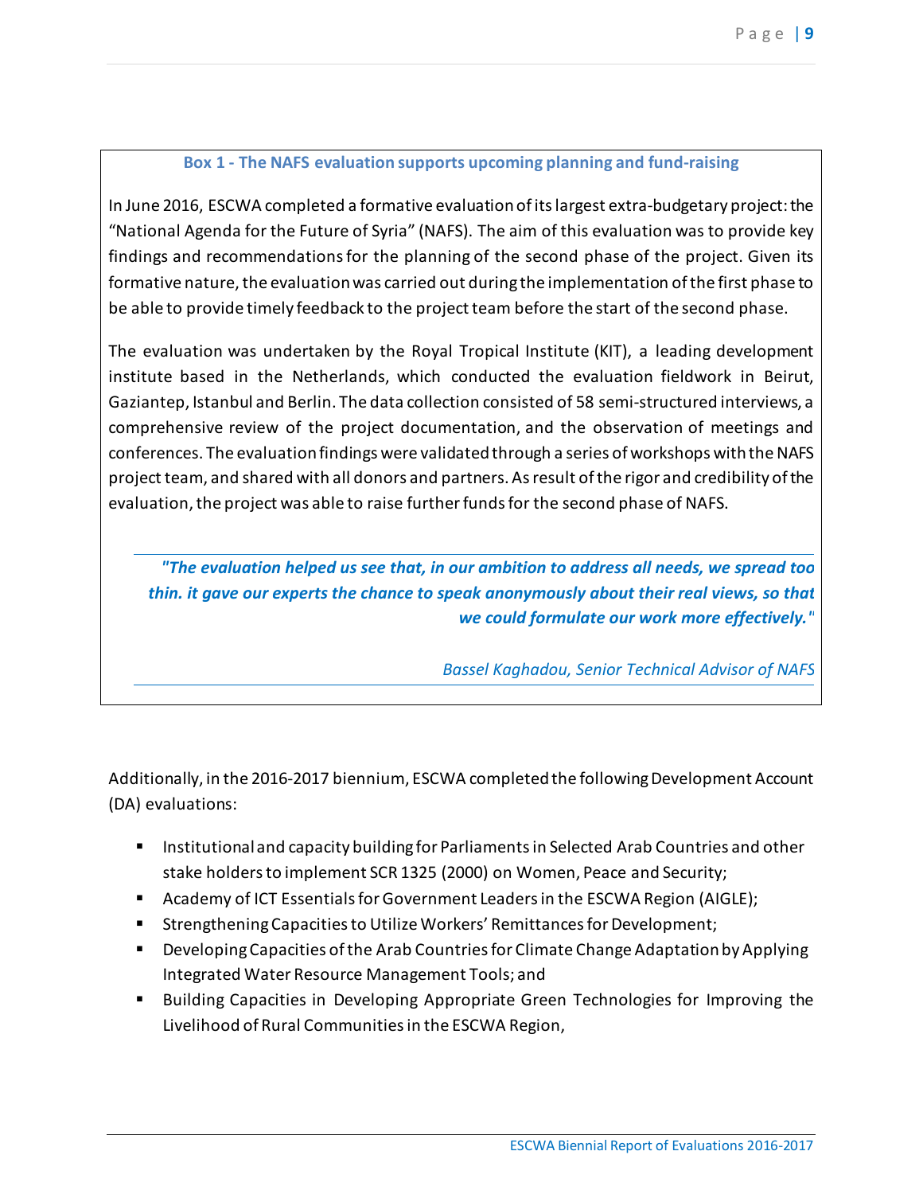**Box 1 - The NAFS evaluation supports upcoming planning and fund-raising**

In June 2016, ESCWA completed a formative evaluation of its largest extra-budgetary project: the "National Agenda for the Future of Syria" (NAFS). The aim of this evaluation was to provide key findings and recommendations for the planning of the second phase of the project. Given its formative nature, the evaluation was carried out during the implementation of the first phase to be able to provide timely feedback to the project team before the start of the second phase.

The evaluation was undertaken by the Royal Tropical Institute (KIT), a leading development institute based in the Netherlands, which conducted the evaluation fieldwork in Beirut, Gaziantep, Istanbul and Berlin. The data collection consisted of 58 semi-structured interviews, a comprehensive review of the project documentation, and the observation of meetings and conferences. The evaluation findings were validated through a series of workshops with the NAFS project team, and shared with all donors and partners. As result of the rigor and credibility of the evaluation, the project was able to raise further funds for the second phase of NAFS.

> ***"The evaluation helped us see that, in our ambition to address all needs, we spread too thin. it gave our experts the chance to speak anonymously about their real views, so that we could formulate our work more effectively."***
>
> *Bassel Kaghadou, Senior Technical Advisor of NAFS*

Additionally, in the 2016-2017 biennium, ESCWA completed the following Development Account (DA) evaluations:

- Institutional and capacity building for Parliaments in Selected Arab Countries and other stake holders to implement SCR 1325 (2000) on Women, Peace and Security;
- Academy of ICT Essentials for Government Leaders in the ESCWA Region (AIGLE);
- Strengthening Capacities to Utilize Workers' Remittances for Development;
- Developing Capacities of the Arab Countries for Climate Change Adaptation by Applying Integrated Water Resource Management Tools; and
- Building Capacities in Developing Appropriate Green Technologies for Improving the Livelihood of Rural Communities in the ESCWA Region,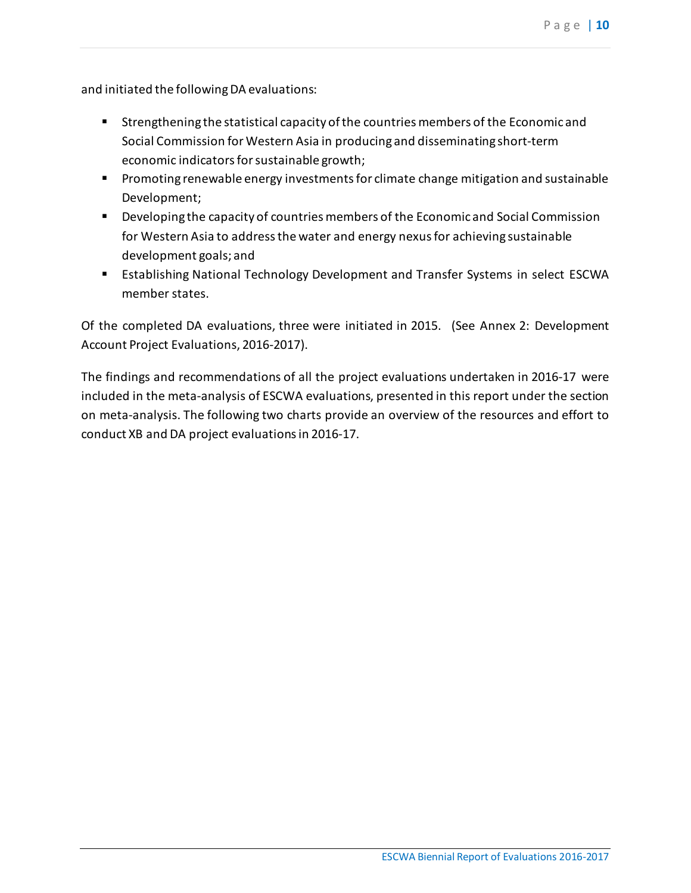and initiated the following DA evaluations:

- Strengthening the statistical capacity of the countries members of the Economic and Social Commission for Western Asia in producing and disseminating short-term economic indicators for sustainable growth;
- Promoting renewable energy investments for climate change mitigation and sustainable Development;
- Developing the capacity of countries members of the Economic and Social Commission for Western Asia to address the water and energy nexus for achieving sustainable development goals; and
- Establishing National Technology Development and Transfer Systems in select ESCWA member states.

Of the completed DA evaluations, three were initiated in 2015. (See Annex 2: Development Account Project Evaluations, 2016-2017).

The findings and recommendations of all the project evaluations undertaken in 2016-17 were included in the meta-analysis of ESCWA evaluations, presented in this report under the section on meta-analysis. The following two charts provide an overview of the resources and effort to conduct XB and DA project evaluations in 2016-17.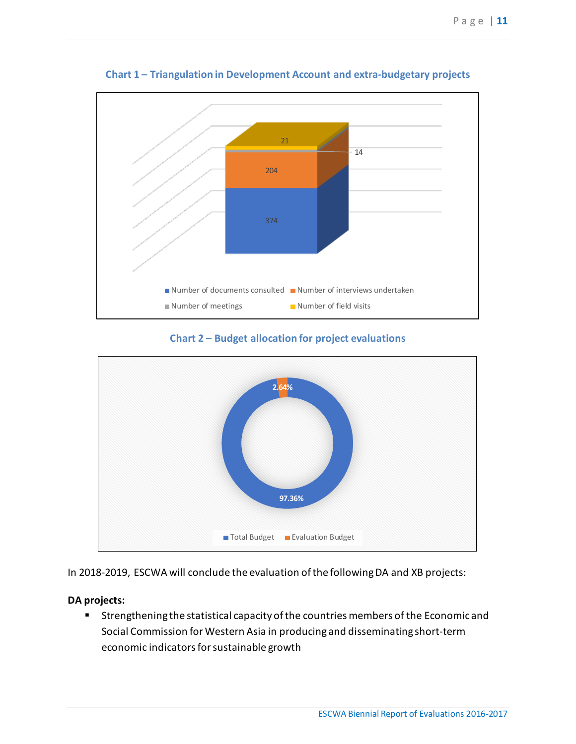**Chart 1 – Triangulation in Development Account and extra-budgetary projects**

| | Value |
|---|---|
| Number of documents consulted | 374 |
| Number of interviews undertaken | 204 |
| Number of meetings | 14 |
| Number of field visits | 21 |

**Chart 2 – Budget allocation for project evaluations**

| | Share |
|---|---|
| Total Budget | 97.36% |
| Evaluation Budget | 2.64% |

In 2018-2019, ESCWA will conclude the evaluation of the following DA and XB projects:

**DA projects:**

- Strengthening the statistical capacity of the countries members of the Economic and Social Commission for Western Asia in producing and disseminating short-term economic indicators for sustainable growth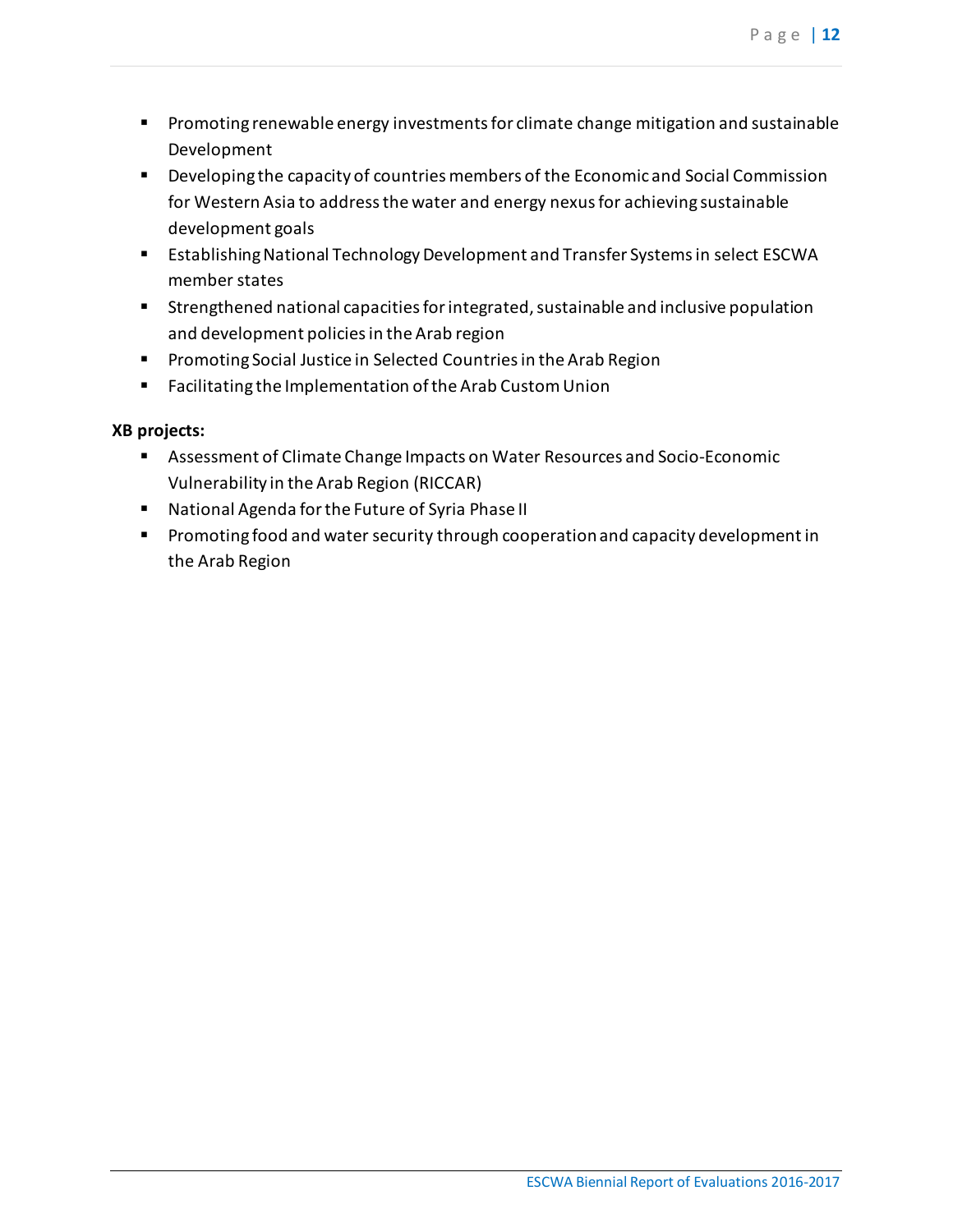- Promoting renewable energy investments for climate change mitigation and sustainable Development
- Developing the capacity of countries members of the Economic and Social Commission for Western Asia to address the water and energy nexus for achieving sustainable development goals
- Establishing National Technology Development and Transfer Systems in select ESCWA member states
- Strengthened national capacities for integrated, sustainable and inclusive population and development policies in the Arab region
- Promoting Social Justice in Selected Countries in the Arab Region
- Facilitating the Implementation of the Arab Custom Union

**XB projects:**

- Assessment of Climate Change Impacts on Water Resources and Socio-Economic Vulnerability in the Arab Region (RICCAR)
- National Agenda for the Future of Syria Phase II
- Promoting food and water security through cooperation and capacity development in the Arab Region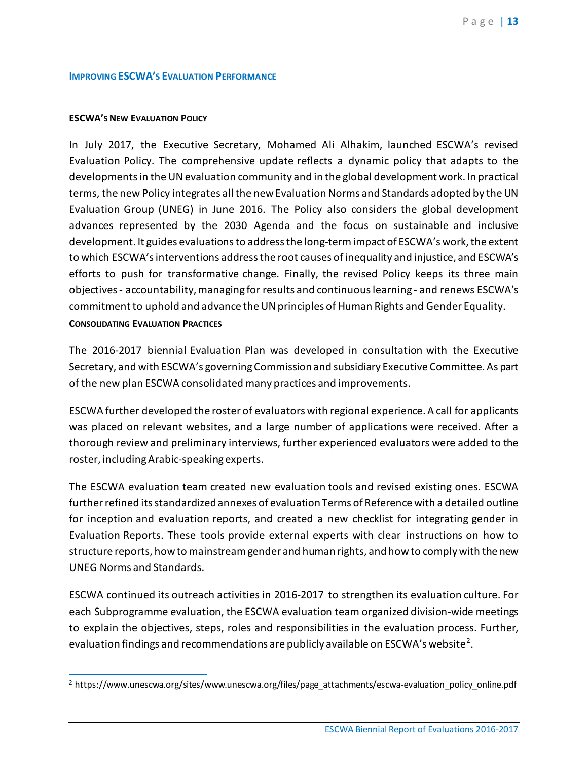## Improving ESCWA's Evaluation Performance

### ESCWA's New Evaluation Policy

In July 2017, the Executive Secretary, Mohamed Ali Alhakim, launched ESCWA's revised Evaluation Policy. The comprehensive update reflects a dynamic policy that adapts to the developments in the UN evaluation community and in the global development work. In practical terms, the new Policy integrates all the new Evaluation Norms and Standards adopted by the UN Evaluation Group (UNEG) in June 2016. The Policy also considers the global development advances represented by the 2030 Agenda and the focus on sustainable and inclusive development. It guides evaluations to address the long-term impact of ESCWA's work, the extent to which ESCWA's interventions address the root causes of inequality and injustice, and ESCWA's efforts to push for transformative change. Finally, the revised Policy keeps its three main objectives - accountability, managing for results and continuous learning - and renews ESCWA's commitment to uphold and advance the UN principles of Human Rights and Gender Equality.

### Consolidating Evaluation Practices

The 2016-2017 biennial Evaluation Plan was developed in consultation with the Executive Secretary, and with ESCWA's governing Commission and subsidiary Executive Committee. As part of the new plan ESCWA consolidated many practices and improvements.

ESCWA further developed the roster of evaluators with regional experience. A call for applicants was placed on relevant websites, and a large number of applications were received. After a thorough review and preliminary interviews, further experienced evaluators were added to the roster, including Arabic-speaking experts.

The ESCWA evaluation team created new evaluation tools and revised existing ones. ESCWA further refined its standardized annexes of evaluation Terms of Reference with a detailed outline for inception and evaluation reports, and created a new checklist for integrating gender in Evaluation Reports. These tools provide external experts with clear instructions on how to structure reports, how to mainstream gender and human rights, and how to comply with the new UNEG Norms and Standards.

ESCWA continued its outreach activities in 2016-2017 to strengthen its evaluation culture. For each Subprogramme evaluation, the ESCWA evaluation team organized division-wide meetings to explain the objectives, steps, roles and responsibilities in the evaluation process. Further, evaluation findings and recommendations are publicly available on ESCWA's website[2].

[2] https://www.unescwa.org/sites/www.unescwa.org/files/page_attachments/escwa-evaluation_policy_online.pdf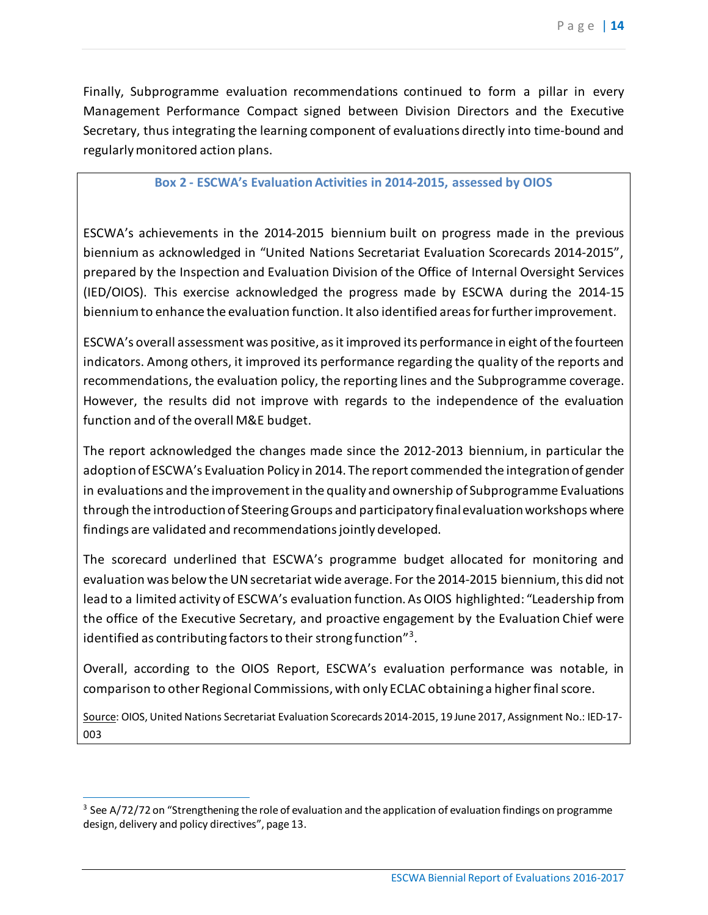Finally, Subprogramme evaluation recommendations continued to form a pillar in every Management Performance Compact signed between Division Directors and the Executive Secretary, thus integrating the learning component of evaluations directly into time-bound and regularly monitored action plans.

**Box 2 - ESCWA's Evaluation Activities in 2014-2015, assessed by OIOS**

ESCWA's achievements in the 2014-2015 biennium built on progress made in the previous biennium as acknowledged in "United Nations Secretariat Evaluation Scorecards 2014-2015", prepared by the Inspection and Evaluation Division of the Office of Internal Oversight Services (IED/OIOS). This exercise acknowledged the progress made by ESCWA during the 2014-15 biennium to enhance the evaluation function. It also identified areas for further improvement.

ESCWA's overall assessment was positive, as it improved its performance in eight of the fourteen indicators. Among others, it improved its performance regarding the quality of the reports and recommendations, the evaluation policy, the reporting lines and the Subprogramme coverage. However, the results did not improve with regards to the independence of the evaluation function and of the overall M&E budget.

The report acknowledged the changes made since the 2012-2013 biennium, in particular the adoption of ESCWA's Evaluation Policy in 2014. The report commended the integration of gender in evaluations and the improvement in the quality and ownership of Subprogramme Evaluations through the introduction of Steering Groups and participatory final evaluation workshops where findings are validated and recommendations jointly developed.

The scorecard underlined that ESCWA's programme budget allocated for monitoring and evaluation was below the UN secretariat wide average. For the 2014-2015 biennium, this did not lead to a limited activity of ESCWA's evaluation function. As OIOS highlighted: "Leadership from the office of the Executive Secretary, and proactive engagement by the Evaluation Chief were identified as contributing factors to their strong function"[3].

Overall, according to the OIOS Report, ESCWA's evaluation performance was notable, in comparison to other Regional Commissions, with only ECLAC obtaining a higher final score.

Source: OIOS, United Nations Secretariat Evaluation Scorecards 2014-2015, 19 June 2017, Assignment No.: IED-17-003

---

[3] See A/72/72 on "Strengthening the role of evaluation and the application of evaluation findings on programme design, delivery and policy directives", page 13.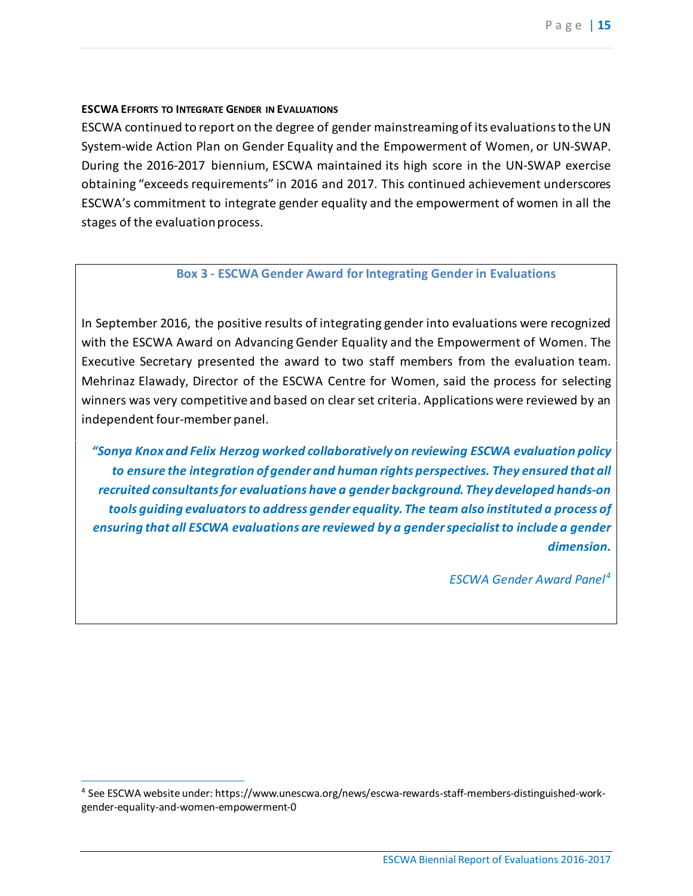#### ESCWA EFFORTS TO INTEGRATE GENDER IN EVALUATIONS

ESCWA continued to report on the degree of gender mainstreaming of its evaluations to the UN System-wide Action Plan on Gender Equality and the Empowerment of Women, or UN-SWAP. During the 2016-2017 biennium, ESCWA maintained its high score in the UN-SWAP exercise obtaining "exceeds requirements" in 2016 and 2017. This continued achievement underscores ESCWA's commitment to integrate gender equality and the empowerment of women in all the stages of the evaluation process.

**Box 3 - ESCWA Gender Award for Integrating Gender in Evaluations**

In September 2016, the positive results of integrating gender into evaluations were recognized with the ESCWA Award on Advancing Gender Equality and the Empowerment of Women. The Executive Secretary presented the award to two staff members from the evaluation team. Mehrinaz Elawady, Director of the ESCWA Centre for Women, said the process for selecting winners was very competitive and based on clear set criteria. Applications were reviewed by an independent four-member panel.

> ***"Sonya Knox and Felix Herzog worked collaboratively on reviewing ESCWA evaluation policy to ensure the integration of gender and human rights perspectives. They ensured that all recruited consultants for evaluations have a gender background. They developed hands-on tools guiding evaluators to address gender equality. The team also instituted a process of ensuring that all ESCWA evaluations are reviewed by a gender specialist to include a gender dimension.***
>
> *ESCWA Gender Award Panel*[4]

[4] See ESCWA website under: https://www.unescwa.org/news/escwa-rewards-staff-members-distinguished-work-gender-equality-and-women-empowerment-0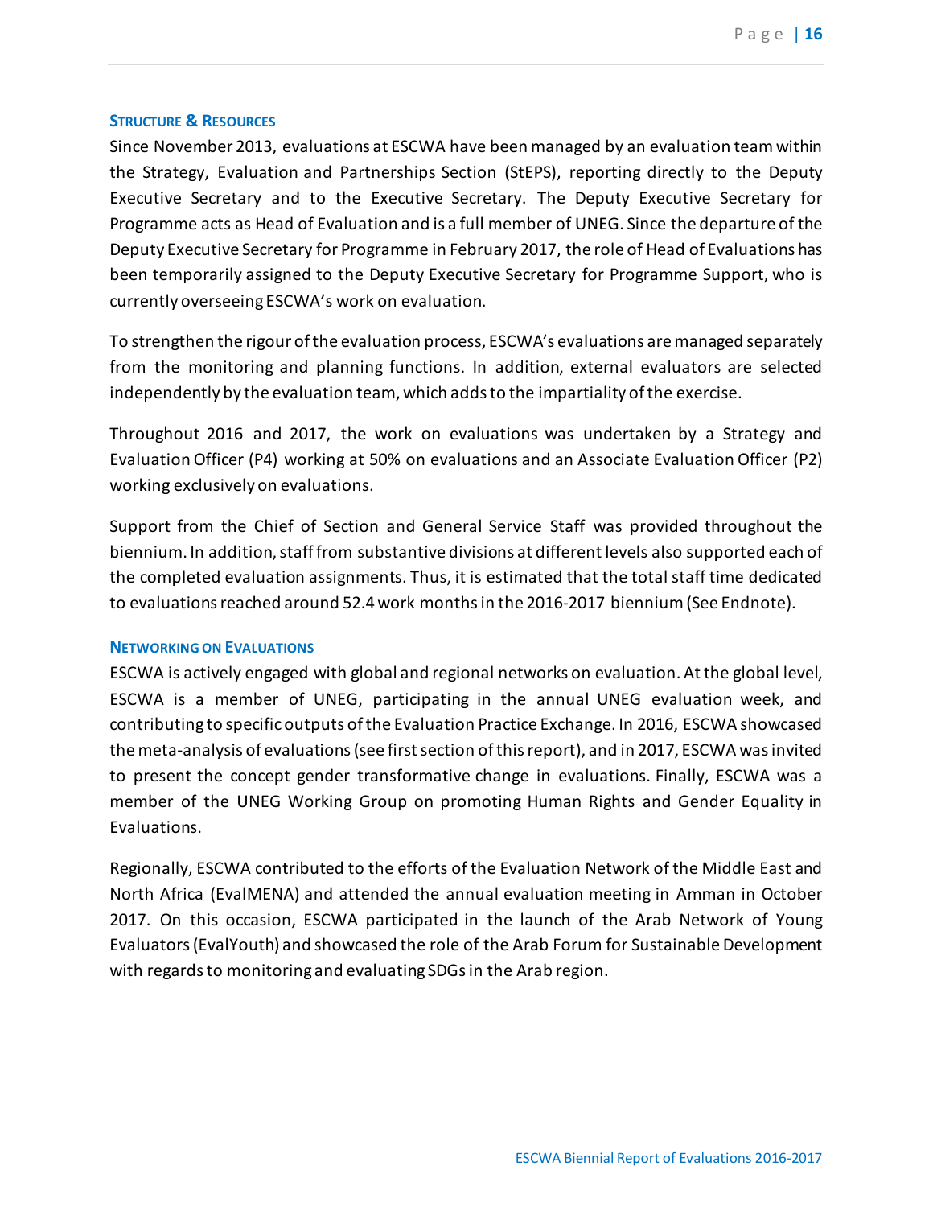### Structure & Resources

Since November 2013, evaluations at ESCWA have been managed by an evaluation team within the Strategy, Evaluation and Partnerships Section (StEPS), reporting directly to the Deputy Executive Secretary and to the Executive Secretary. The Deputy Executive Secretary for Programme acts as Head of Evaluation and is a full member of UNEG. Since the departure of the Deputy Executive Secretary for Programme in February 2017, the role of Head of Evaluations has been temporarily assigned to the Deputy Executive Secretary for Programme Support, who is currently overseeing ESCWA's work on evaluation.

To strengthen the rigour of the evaluation process, ESCWA's evaluations are managed separately from the monitoring and planning functions. In addition, external evaluators are selected independently by the evaluation team, which adds to the impartiality of the exercise.

Throughout 2016 and 2017, the work on evaluations was undertaken by a Strategy and Evaluation Officer (P4) working at 50% on evaluations and an Associate Evaluation Officer (P2) working exclusively on evaluations.

Support from the Chief of Section and General Service Staff was provided throughout the biennium. In addition, staff from substantive divisions at different levels also supported each of the completed evaluation assignments. Thus, it is estimated that the total staff time dedicated to evaluations reached around 52.4 work months in the 2016-2017 biennium (See Endnote).

### Networking on Evaluations

ESCWA is actively engaged with global and regional networks on evaluation. At the global level, ESCWA is a member of UNEG, participating in the annual UNEG evaluation week, and contributing to specific outputs of the Evaluation Practice Exchange. In 2016, ESCWA showcased the meta-analysis of evaluations (see first section of this report), and in 2017, ESCWA was invited to present the concept gender transformative change in evaluations. Finally, ESCWA was a member of the UNEG Working Group on promoting Human Rights and Gender Equality in Evaluations.

Regionally, ESCWA contributed to the efforts of the Evaluation Network of the Middle East and North Africa (EvalMENA) and attended the annual evaluation meeting in Amman in October 2017. On this occasion, ESCWA participated in the launch of the Arab Network of Young Evaluators (EvalYouth) and showcased the role of the Arab Forum for Sustainable Development with regards to monitoring and evaluating SDGs in the Arab region.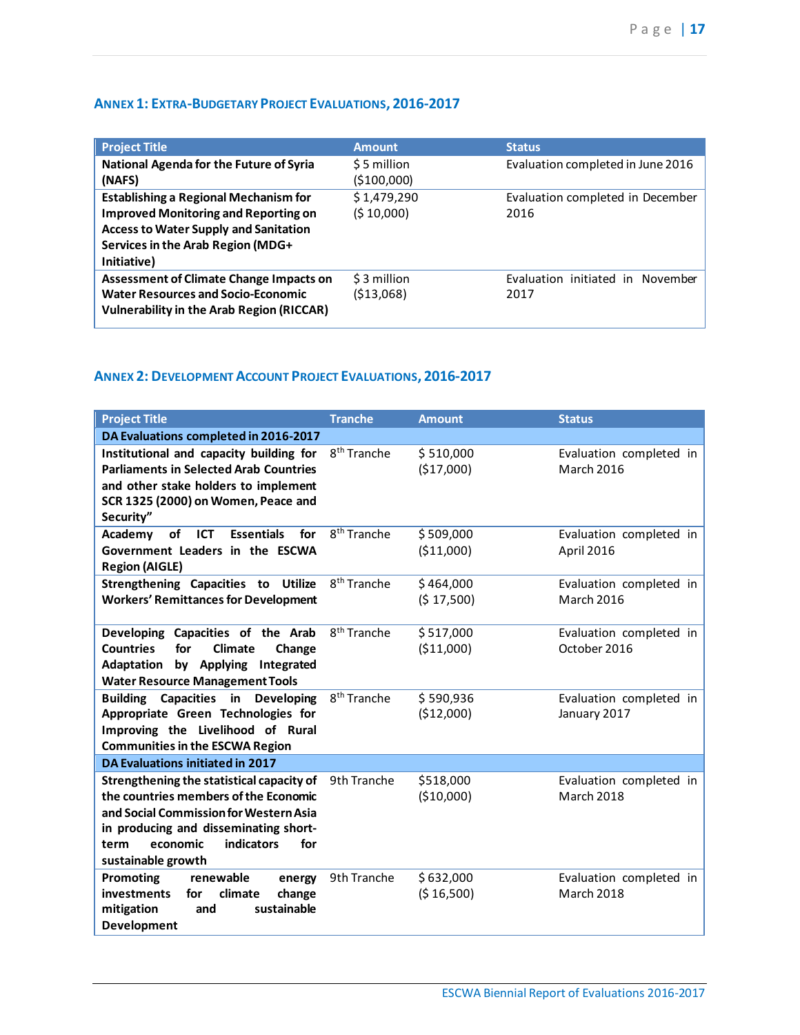## ANNEX 1: EXTRA-BUDGETARY PROJECT EVALUATIONS, 2016-2017

| Project Title | Amount | Status |
|---|---|---|
| **National Agenda for the Future of Syria (NAFS)** | $ 5 million ($100,000) | Evaluation completed in June 2016 |
| **Establishing a Regional Mechanism for Improved Monitoring and Reporting on Access to Water Supply and Sanitation Services in the Arab Region (MDG+ Initiative)** | $ 1,479,290 ($ 10,000) | Evaluation completed in December 2016 |
| **Assessment of Climate Change Impacts on Water Resources and Socio-Economic Vulnerability in the Arab Region (RICCAR)** | $ 3 million ($13,068) | Evaluation initiated in November 2017 |

## ANNEX 2: DEVELOPMENT ACCOUNT PROJECT EVALUATIONS, 2016-2017

| Project Title | Tranche | Amount | Status |
|---|---|---|---|
| **DA Evaluations completed in 2016-2017** | | | |
| **Institutional and capacity building for Parliaments in Selected Arab Countries and other stake holders to implement SCR 1325 (2000) on Women, Peace and Security"** | 8th Tranche | $ 510,000 ($17,000) | Evaluation completed in March 2016 |
| **Academy of ICT Essentials for Government Leaders in the ESCWA Region (AIGLE)** | 8th Tranche | $ 509,000 ($11,000) | Evaluation completed in April 2016 |
| **Strengthening Capacities to Utilize Workers' Remittances for Development** | 8th Tranche | $ 464,000 ($ 17,500) | Evaluation completed in March 2016 |
| **Developing Capacities of the Arab Countries for Climate Change Adaptation by Applying Integrated Water Resource Management Tools** | 8th Tranche | $ 517,000 ($11,000) | Evaluation completed in October 2016 |
| **Building Capacities in Developing Appropriate Green Technologies for Improving the Livelihood of Rural Communities in the ESCWA Region** | 8th Tranche | $ 590,936 ($12,000) | Evaluation completed in January 2017 |
| **DA Evaluations initiated in 2017** | | | |
| **Strengthening the statistical capacity of the countries members of the Economic and Social Commission for Western Asia in producing and disseminating short-term economic indicators for sustainable growth** | 9th Tranche | $518,000 ($10,000) | Evaluation completed in March 2018 |
| **Promoting renewable energy investments for climate change mitigation and sustainable Development** | 9th Tranche | $ 632,000 ($ 16,500) | Evaluation completed in March 2018 |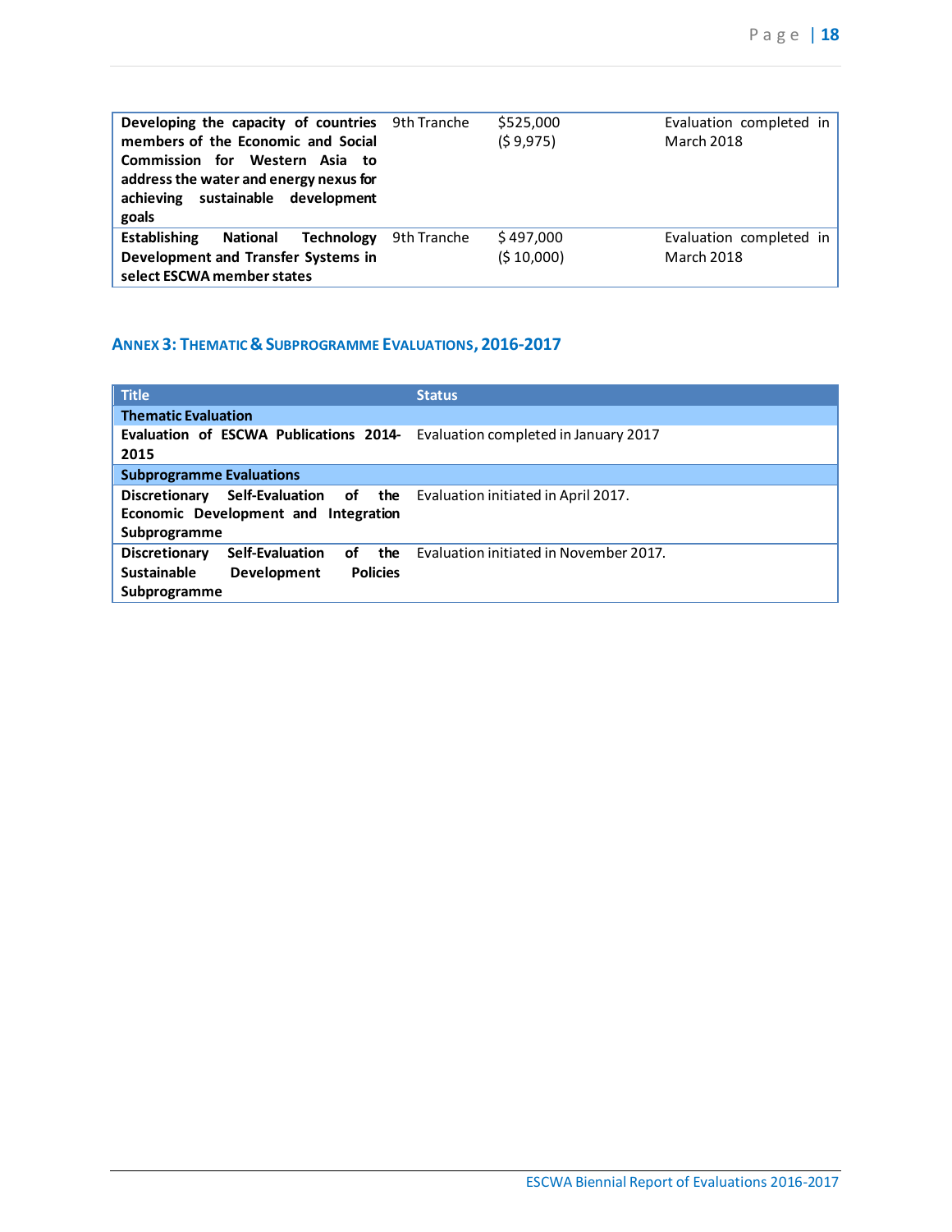| | | | |
|---|---|---|---|
| **Developing the capacity of countries members of the Economic and Social Commission for Western Asia to address the water and energy nexus for achieving sustainable development goals** | 9th Tranche | $525,000 ($ 9,975) | Evaluation completed in March 2018 |
| **Establishing National Technology Development and Transfer Systems in select ESCWA member states** | 9th Tranche | $ 497,000 ($ 10,000) | Evaluation completed in March 2018 |

## Annex 3: Thematic & Subprogramme Evaluations, 2016-2017

| Title | Status |
|---|---|
| **Thematic Evaluation** | |
| **Evaluation of ESCWA Publications 2014-2015** | Evaluation completed in January 2017 |
| **Subprogramme Evaluations** | |
| **Discretionary Self-Evaluation of the Economic Development and Integration Subprogramme** | Evaluation initiated in April 2017. |
| **Discretionary Self-Evaluation of the Sustainable Development Policies Subprogramme** | Evaluation initiated in November 2017. |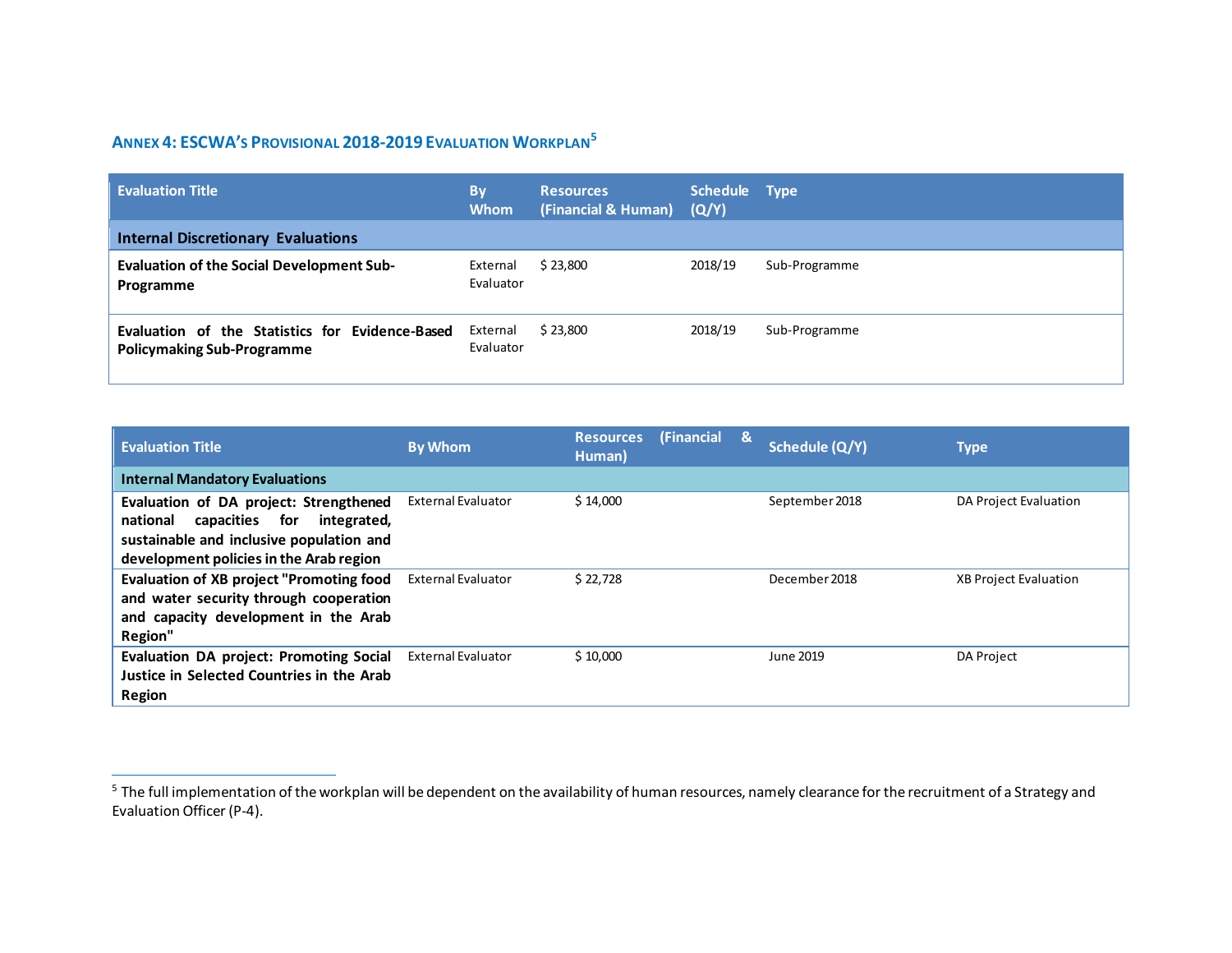## ANNEX 4: ESCWA'S PROVISIONAL 2018-2019 EVALUATION WORKPLAN[5]

| Evaluation Title | By Whom | Resources (Financial & Human) | Schedule (Q/Y) | Type |
|---|---|---|---|---|
| **Internal Discretionary Evaluations** | | | | |
| **Evaluation of the Social Development Sub-Programme** | External Evaluator | $ 23,800 | 2018/19 | Sub-Programme |
| **Evaluation of the Statistics for Evidence-Based Policymaking Sub-Programme** | External Evaluator | $ 23,800 | 2018/19 | Sub-Programme |

| Evaluation Title | By Whom | Resources (Financial & Human) | Schedule (Q/Y) | Type |
|---|---|---|---|---|
| **Internal Mandatory Evaluations** | | | | |
| **Evaluation of DA project: Strengthened national capacities for integrated, sustainable and inclusive population and development policies in the Arab region** | External Evaluator | $ 14,000 | September 2018 | DA Project Evaluation |
| **Evaluation of XB project "Promoting food and water security through cooperation and capacity development in the Arab Region"** | External Evaluator | $ 22,728 | December 2018 | XB Project Evaluation |
| **Evaluation DA project: Promoting Social Justice in Selected Countries in the Arab Region** | External Evaluator | $ 10,000 | June 2019 | DA Project |

[5] The full implementation of the workplan will be dependent on the availability of human resources, namely clearance for the recruitment of a Strategy and Evaluation Officer (P-4).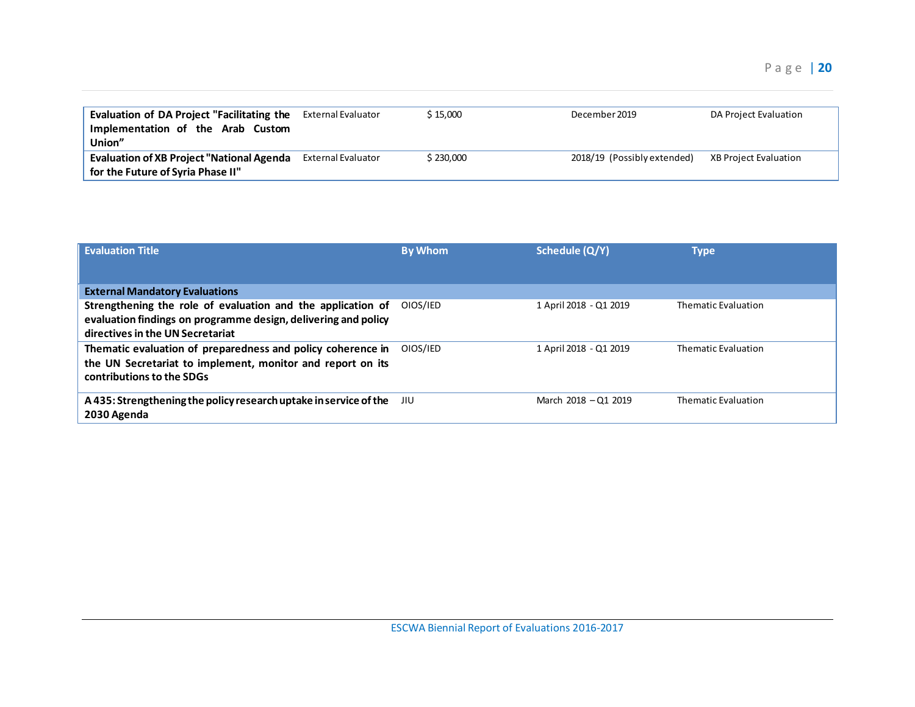| | | | | |
|---|---|---|---|---|
| **Evaluation of DA Project "Facilitating the Implementation of the Arab Custom Union"** | External Evaluator | $ 15,000 | December 2019 | DA Project Evaluation |
| **Evaluation of XB Project "National Agenda for the Future of Syria Phase II"** | External Evaluator | $ 230,000 | 2018/19 (Possibly extended) | XB Project Evaluation |

| Evaluation Title | By Whom | Schedule (Q/Y) | Type |
|---|---|---|---|
| **External Mandatory Evaluations** | | | |
| **Strengthening the role of evaluation and the application of evaluation findings on programme design, delivering and policy directives in the UN Secretariat** | OIOS/IED | 1 April 2018 - Q1 2019 | Thematic Evaluation |
| **Thematic evaluation of preparedness and policy coherence in the UN Secretariat to implement, monitor and report on its contributions to the SDGs** | OIOS/IED | 1 April 2018 - Q1 2019 | Thematic Evaluation |
| **A 435: Strengthening the policy research uptake in service of the 2030 Agenda** | JIU | March 2018 – Q1 2019 | Thematic Evaluation |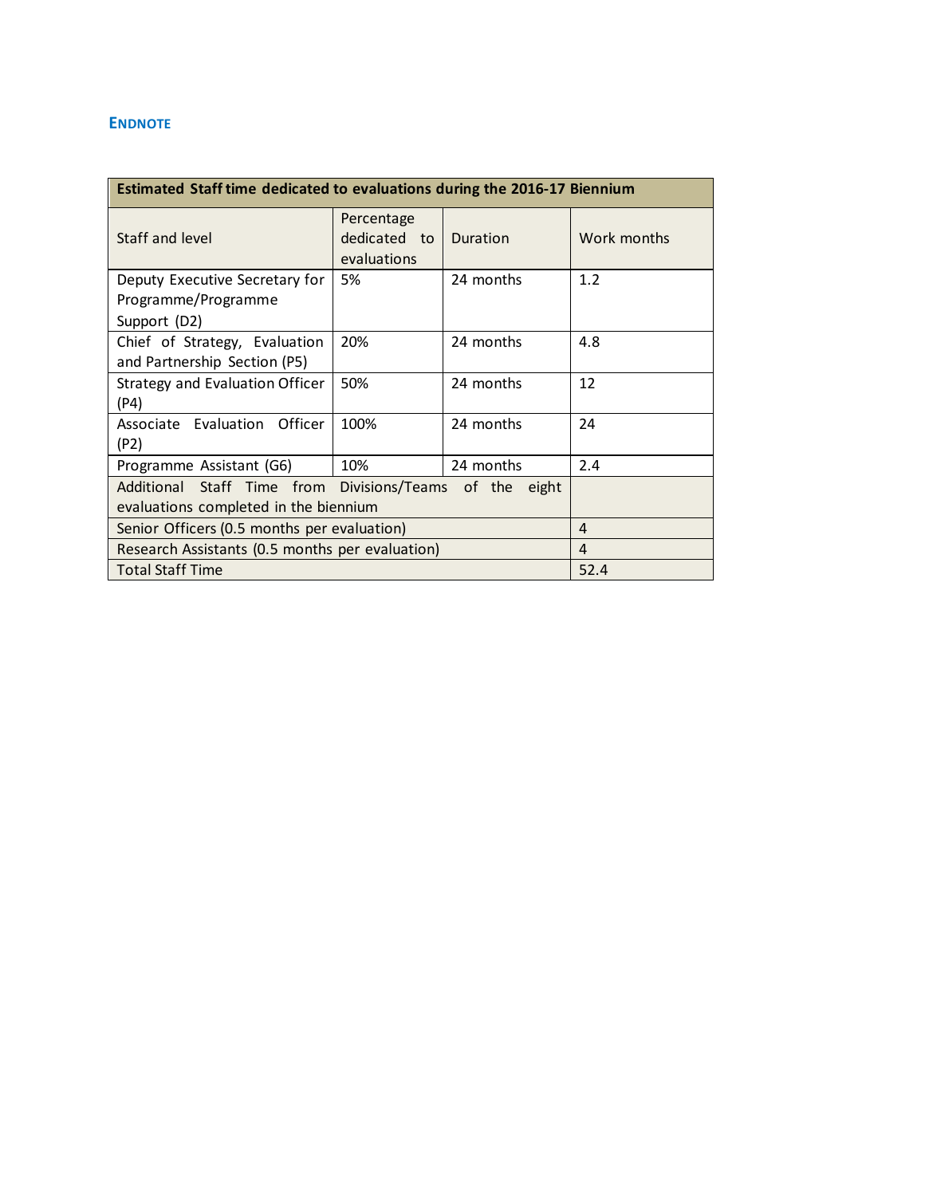## ENDNOTE

| Estimated Staff time dedicated to evaluations during the 2016-17 Biennium | | | |
|---|---|---|---|
| Staff and level | Percentage dedicated to evaluations | Duration | Work months |
| Deputy Executive Secretary for Programme/Programme Support (D2) | 5% | 24 months | 1.2 |
| Chief of Strategy, Evaluation and Partnership Section (P5) | 20% | 24 months | 4.8 |
| Strategy and Evaluation Officer (P4) | 50% | 24 months | 12 |
| Associate Evaluation Officer (P2) | 100% | 24 months | 24 |
| Programme Assistant (G6) | 10% | 24 months | 2.4 |
| Additional Staff Time from Divisions/Teams of the eight evaluations completed in the biennium | | | |
| Senior Officers (0.5 months per evaluation) | | | 4 |
| Research Assistants (0.5 months per evaluation) | | | 4 |
| Total Staff Time | | | 52.4 |